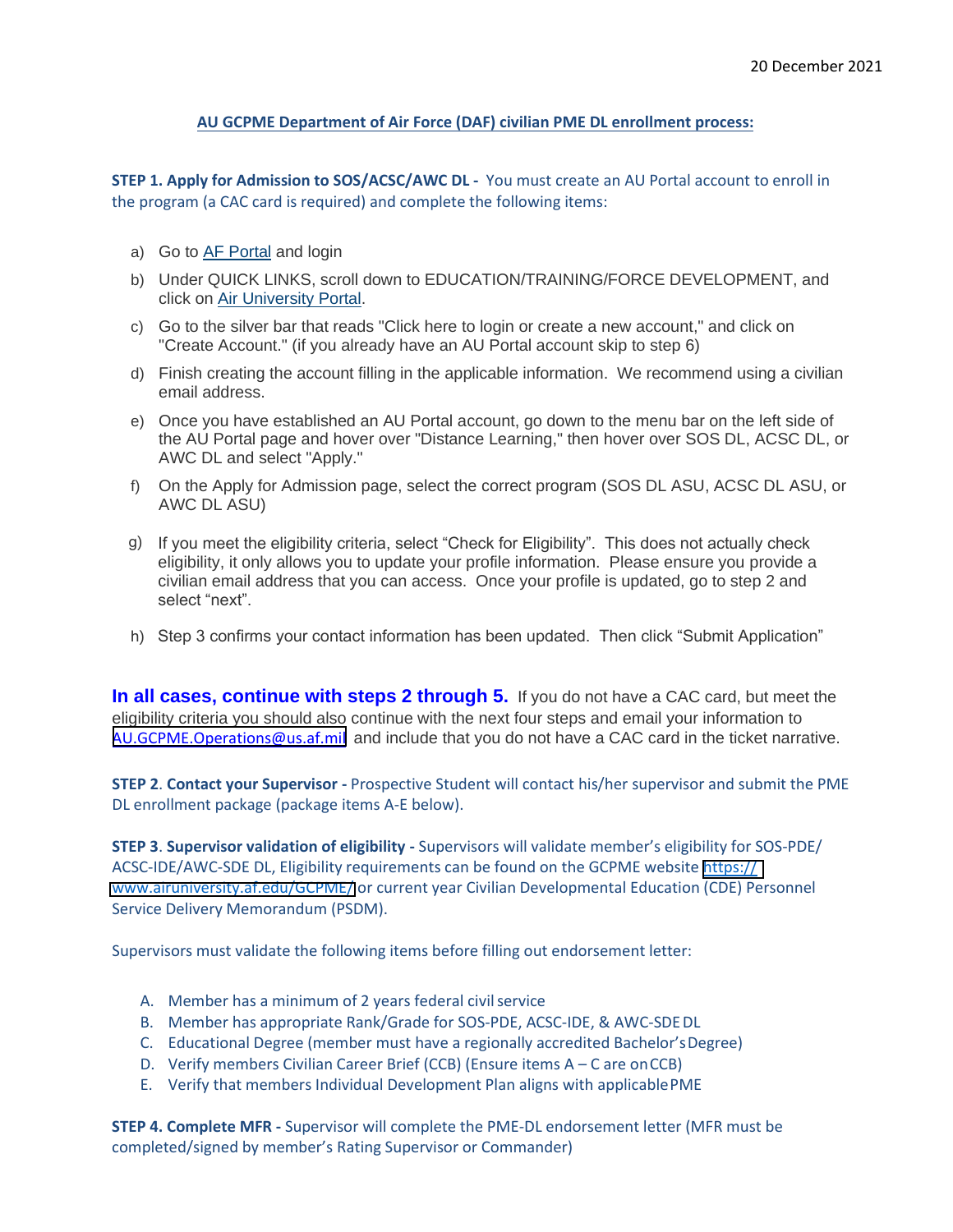20 December 2021

**AU GCPME Department of Air Force (DAF) civilian PME DL enrollment process:**

**STEP 1. Apply for Admission to SOS/ACSC/AWC DL -** You must create an AU Portal account to enroll in the program (a CAC card is required) and complete the following items:

a) Go to AF Portal and login

b) Under QUICK LINKS, scroll down to EDUCATION/TRAINING/FORCE DEVELOPMENT, and click on Air University Portal.

c) Go to the silver bar that reads "Click here to login or create a new account," and click on "Create Account." (if you already have an AU Portal account skip to step 6)

d) Finish creating the account filling in the applicable information. We recommend using a civilian email address.

e) Once you have established an AU Portal account, go down to the menu bar on the left side of the AU Portal page and hover over "Distance Learning," then hover over SOS DL, ACSC DL, or AWC DL and select "Apply."

f) On the Apply for Admission page, select the correct program (SOS DL ASU, ACSC DL ASU, or AWC DL ASU)

g) If you meet the eligibility criteria, select “Check for Eligibility”. This does not actually check eligibility, it only allows you to update your profile information. Please ensure you provide a civilian email address that you can access. Once your profile is updated, go to step 2 and select “next”.

h) Step 3 confirms your contact information has been updated. Then click “Submit Application”

**In all cases, continue with steps 2 through 5.** If you do not have a CAC card, but meet the eligibility criteria you should also continue with the next four steps and email your information to AU.GCPME.Operations@us.af.mil and include that you do not have a CAC card in the ticket narrative.

**STEP 2**. **Contact your Supervisor -** Prospective Student will contact his/her supervisor and submit the PME DL enrollment package (package items A-E below).

**STEP 3**. **Supervisor validation of eligibility -** Supervisors will validate member’s eligibility for SOS-PDE/ ACSC-IDE/AWC-SDE DL, Eligibility requirements can be found on the GCPME website https://www.airuniversity.af.edu/GCPME/ or current year Civilian Developmental Education (CDE) Personnel Service Delivery Memorandum (PSDM).

Supervisors must validate the following items before filling out endorsement letter:

A. Member has a minimum of 2 years federal civil service
B. Member has appropriate Rank/Grade for SOS-PDE, ACSC-IDE, & AWC-SDE DL
C. Educational Degree (member must have a regionally accredited Bachelor’s Degree)
D. Verify members Civilian Career Brief (CCB) (Ensure items A – C are on CCB)
E. Verify that members Individual Development Plan aligns with applicable PME

**STEP 4. Complete MFR -** Supervisor will complete the PME-DL endorsement letter (MFR must be completed/signed by member’s Rating Supervisor or Commander)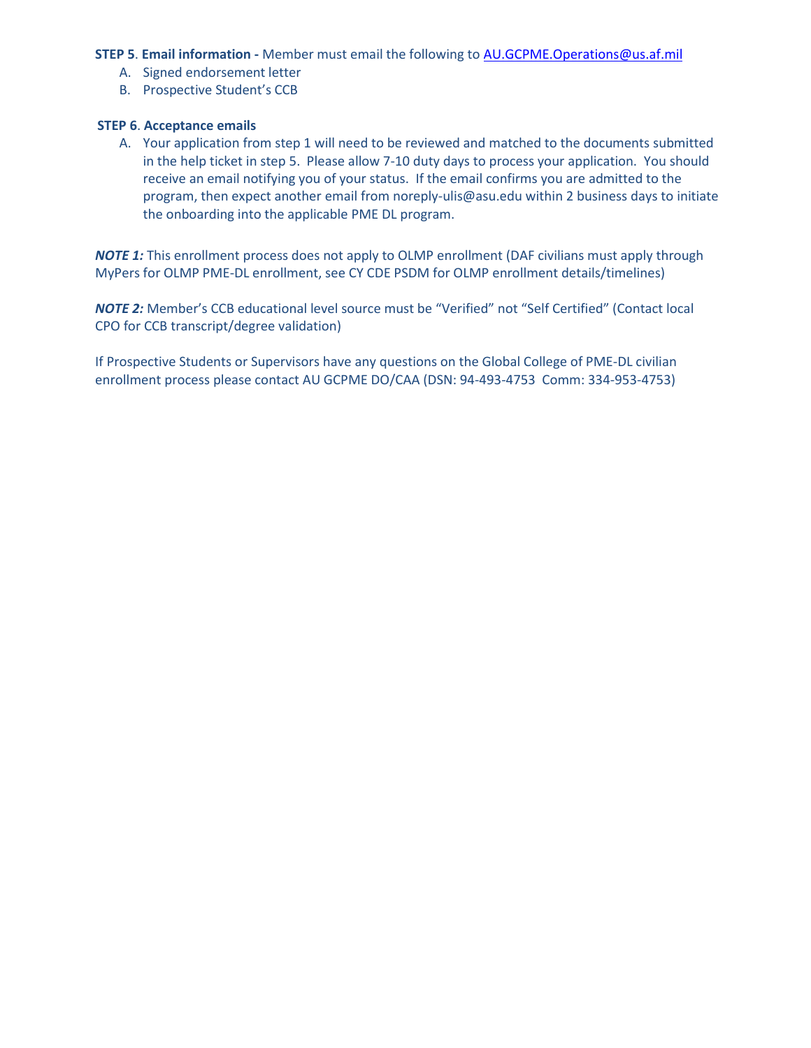**STEP 5**. **Email information -** Member must email the following to AU.GCPME.Operations@us.af.mil

A. Signed endorsement letter
B. Prospective Student's CCB

**STEP 6**. **Acceptance emails**

A. Your application from step 1 will need to be reviewed and matched to the documents submitted in the help ticket in step 5. Please allow 7-10 duty days to process your application. You should receive an email notifying you of your status. If the email confirms you are admitted to the program, then expect another email from noreply-ulis@asu.edu within 2 business days to initiate the onboarding into the applicable PME DL program.

***NOTE 1:*** This enrollment process does not apply to OLMP enrollment (DAF civilians must apply through MyPers for OLMP PME-DL enrollment, see CY CDE PSDM for OLMP enrollment details/timelines)

***NOTE 2:*** Member's CCB educational level source must be "Verified" not "Self Certified" (Contact local CPO for CCB transcript/degree validation)

If Prospective Students or Supervisors have any questions on the Global College of PME-DL civilian enrollment process please contact AU GCPME DO/CAA (DSN: 94-493-4753 Comm: 334-953-4753)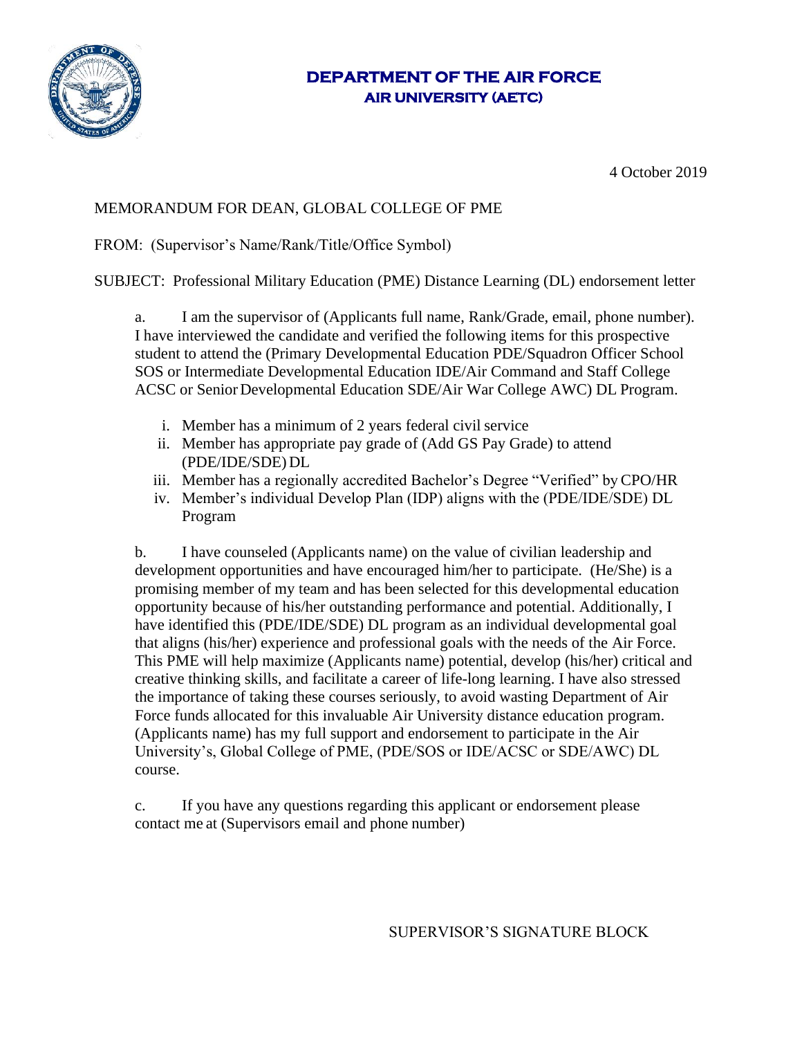# DEPARTMENT OF THE AIR FORCE
## AIR UNIVERSITY (AETC)

4 October 2019

MEMORANDUM FOR DEAN, GLOBAL COLLEGE OF PME

FROM: (Supervisor's Name/Rank/Title/Office Symbol)

SUBJECT: Professional Military Education (PME) Distance Learning (DL) endorsement letter

a. I am the supervisor of (Applicants full name, Rank/Grade, email, phone number). I have interviewed the candidate and verified the following items for this prospective student to attend the (Primary Developmental Education PDE/Squadron Officer School SOS or Intermediate Developmental Education IDE/Air Command and Staff College ACSC or Senior Developmental Education SDE/Air War College AWC) DL Program.

i. Member has a minimum of 2 years federal civil service
ii. Member has appropriate pay grade of (Add GS Pay Grade) to attend (PDE/IDE/SDE) DL
iii. Member has a regionally accredited Bachelor's Degree "Verified" by CPO/HR
iv. Member's individual Develop Plan (IDP) aligns with the (PDE/IDE/SDE) DL Program

b. I have counseled (Applicants name) on the value of civilian leadership and development opportunities and have encouraged him/her to participate. (He/She) is a promising member of my team and has been selected for this developmental education opportunity because of his/her outstanding performance and potential. Additionally, I have identified this (PDE/IDE/SDE) DL program as an individual developmental goal that aligns (his/her) experience and professional goals with the needs of the Air Force. This PME will help maximize (Applicants name) potential, develop (his/her) critical and creative thinking skills, and facilitate a career of life-long learning. I have also stressed the importance of taking these courses seriously, to avoid wasting Department of Air Force funds allocated for this invaluable Air University distance education program. (Applicants name) has my full support and endorsement to participate in the Air University's, Global College of PME, (PDE/SOS or IDE/ACSC or SDE/AWC) DL course.

c. If you have any questions regarding this applicant or endorsement please contact me at (Supervisors email and phone number)

SUPERVISOR'S SIGNATURE BLOCK